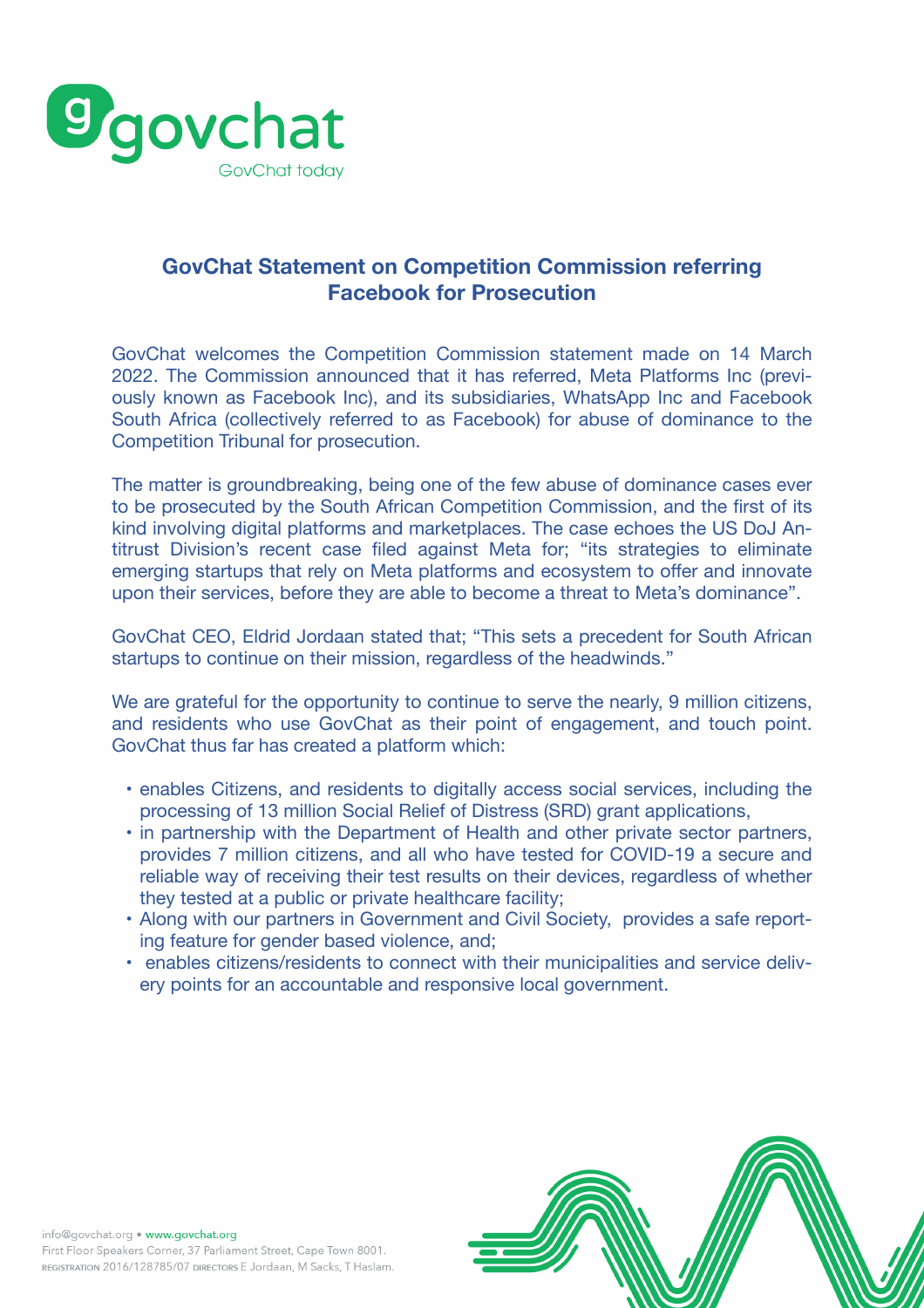govchat

GovChat today

## GovChat Statement on Competition Commission referring Facebook for Prosecution

GovChat welcomes the Competition Commission statement made on 14 March 2022. The Commission announced that it has referred, Meta Platforms Inc (previously known as Facebook Inc), and its subsidiaries, WhatsApp Inc and Facebook South Africa (collectively referred to as Facebook) for abuse of dominance to the Competition Tribunal for prosecution.

The matter is groundbreaking, being one of the few abuse of dominance cases ever to be prosecuted by the South African Competition Commission, and the first of its kind involving digital platforms and marketplaces. The case echoes the US DoJ Antitrust Division's recent case filed against Meta for; "its strategies to eliminate emerging startups that rely on Meta platforms and ecosystem to offer and innovate upon their services, before they are able to become a threat to Meta's dominance".

GovChat CEO, Eldrid Jordaan stated that; "This sets a precedent for South African startups to continue on their mission, regardless of the headwinds."

We are grateful for the opportunity to continue to serve the nearly, 9 million citizens, and residents who use GovChat as their point of engagement, and touch point. GovChat thus far has created a platform which:

- enables Citizens, and residents to digitally access social services, including the processing of 13 million Social Relief of Distress (SRD) grant applications,
- in partnership with the Department of Health and other private sector partners, provides 7 million citizens, and all who have tested for COVID-19 a secure and reliable way of receiving their test results on their devices, regardless of whether they tested at a public or private healthcare facility;
- Along with our partners in Government and Civil Society, provides a safe reporting feature for gender based violence, and;
- enables citizens/residents to connect with their municipalities and service delivery points for an accountable and responsive local government.

info@govchat.org • www.govchat.org
First Floor Speakers Corner, 37 Parliament Street, Cape Town 8001.
REGISTRATION 2016/128785/07 DIRECTORS E Jordaan, M Sacks, T Haslam.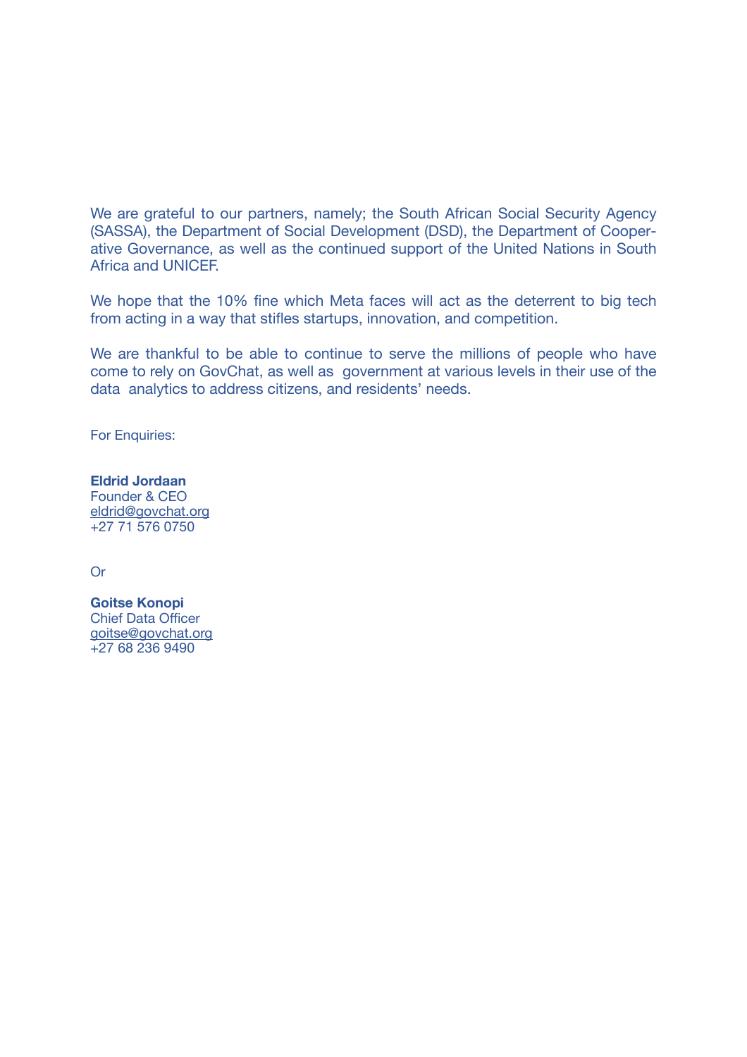We are grateful to our partners, namely; the South African Social Security Agency (SASSA), the Department of Social Development (DSD), the Department of Cooperative Governance, as well as the continued support of the United Nations in South Africa and UNICEF.

We hope that the 10% fine which Meta faces will act as the deterrent to big tech from acting in a way that stifles startups, innovation, and competition.

We are thankful to be able to continue to serve the millions of people who have come to rely on GovChat, as well as government at various levels in their use of the data analytics to address citizens, and residents' needs.

For Enquiries:

**Eldrid Jordaan**
Founder & CEO
eldrid@govchat.org
+27 71 576 0750

Or

**Goitse Konopi**
Chief Data Officer
goitse@govchat.org
+27 68 236 9490